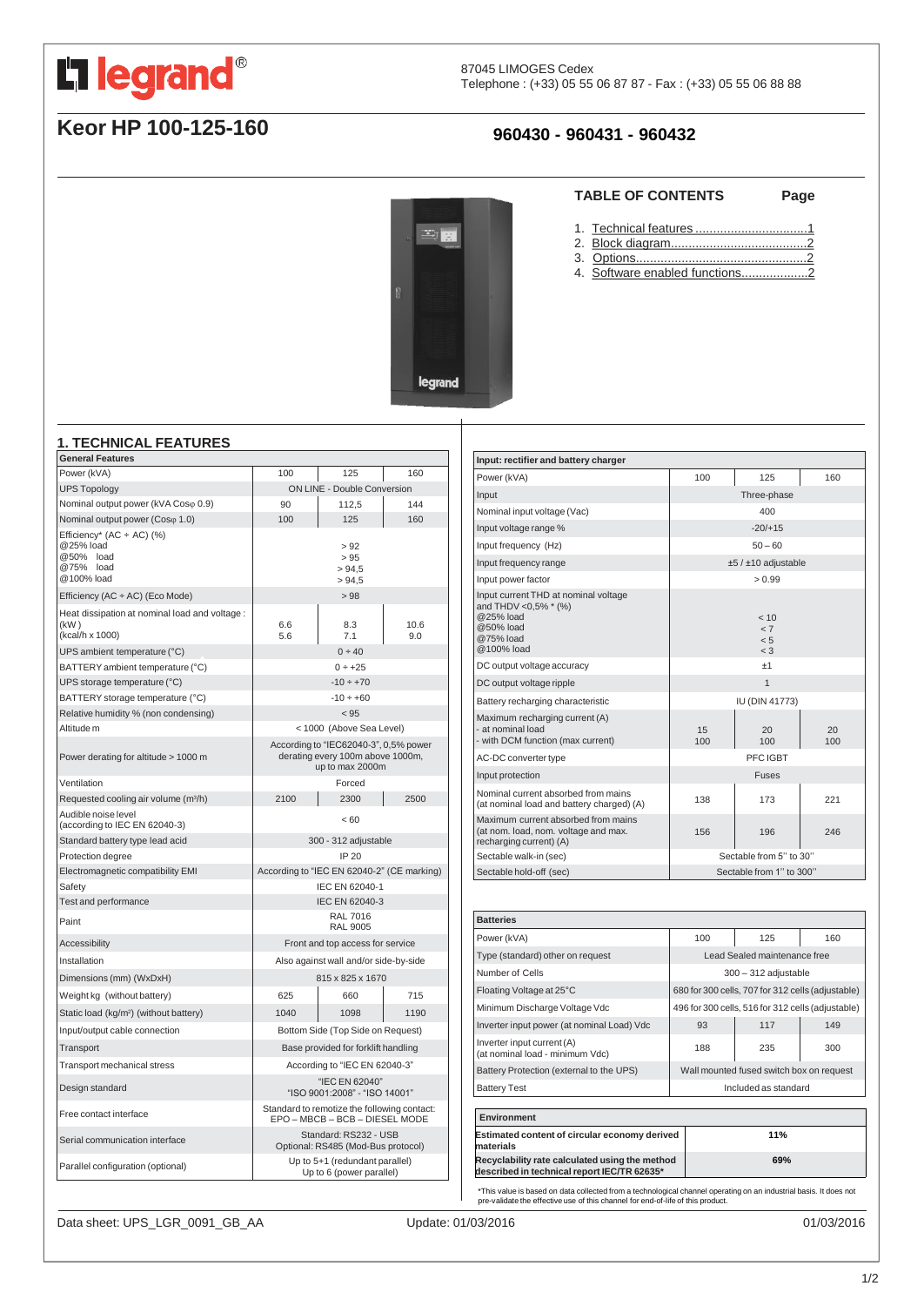legrand®

87045 LIMOGES Cedex
Telephone : (+33) 05 55 06 87 87 - Fax : (+33) 05 55 06 88 88

# Keor HP 100-125-160

## 960430 - 960431 - 960432

## TABLE OF CONTENTS

| | Page |
|---|---|
| 1. Technical features | 1 |
| 2. Block diagram | 2 |
| 3. Options | 2 |
| 4. Software enabled functions | 2 |

## 1. TECHNICAL FEATURES

| General Features | | | |
|---|---|---|---|
| Power (kVA) | 100 | 125 | 160 |
| UPS Topology | ON LINE - Double Conversion | | |
| Nominal output power (kVA Cosφ 0.9) | 90 | 112,5 | 144 |
| Nominal output power (Cosφ 1.0) | 100 | 125 | 160 |
| Efficiency* (AC ÷ AC) (%)<br>@25% load<br>@50% load<br>@75% load<br>@100% load | > 92<br>> 95<br>> 94,5<br>> 94,5 | | |
| Efficiency (AC ÷ AC) (Eco Mode) | > 98 | | |
| Heat dissipation at nominal load and voltage :<br>(kW)<br>(kcal/h x 1000) | 6.6<br>5.6 | 8.3<br>7.1 | 10.6<br>9.0 |
| UPS ambient temperature (°C) | 0 ÷ 40 | | |
| BATTERY ambient temperature (°C) | 0 ÷ +25 | | |
| UPS storage temperature (°C) | -10 ÷ +70 | | |
| BATTERY storage temperature (°C) | -10 ÷ +60 | | |
| Relative humidity % (non condensing) | < 95 | | |
| Altitude m | < 1000 (Above Sea Level) | | |
| Power derating for altitude > 1000 m | According to "IEC62040-3", 0,5% power derating every 100m above 1000m, up to max 2000m | | |
| Ventilation | Forced | | |
| Requested cooling air volume ($m^3$/h) | 2100 | 2300 | 2500 |
| Audible noise level (according to IEC EN 62040-3) | < 60 | | |
| Standard battery type lead acid | 300 - 312 adjustable | | |
| Protection degree | IP 20 | | |
| Electromagnetic compatibility EMI | According to "IEC EN 62040-2" (CE marking) | | |
| Safety | IEC EN 62040-1 | | |
| Test and performance | IEC EN 62040-3 | | |
| Paint | RAL 7016<br>RAL 9005 | | |
| Accessibility | Front and top access for service | | |
| Installation | Also against wall and/or side-by-side | | |
| Dimensions (mm) (WxDxH) | 815 x 825 x 1670 | | |
| Weight kg (without battery) | 625 | 660 | 715 |
| Static load (kg/$m^2$) (without battery) | 1040 | 1098 | 1190 |
| Input/output cable connection | Bottom Side (Top Side on Request) | | |
| Transport | Base provided for forklift handling | | |
| Transport mechanical stress | According to "IEC EN 62040-3" | | |
| Design standard | "IEC EN 62040"<br>"ISO 9001:2008" - "ISO 14001" | | |
| Free contact interface | Standard to remotize the following contact: EPO – MBCB – BCB – DIESEL MODE | | |
| Serial communication interface | Standard: RS232 - USB<br>Optional: RS485 (Mod-Bus protocol) | | |
| Parallel configuration (optional) | Up to 5+1 (redundant parallel)<br>Up to 6 (power parallel) | | |

| Input: rectifier and battery charger | | | |
|---|---|---|---|
| Power (kVA) | 100 | 125 | 160 |
| Input | Three-phase | | |
| Nominal input voltage (Vac) | 400 | | |
| Input voltage range % | -20/+15 | | |
| Input frequency (Hz) | 50 – 60 | | |
| Input frequency range | ±5 / ±10 adjustable | | |
| Input power factor | > 0.99 | | |
| Input current THD at nominal voltage and THDV <0,5% * (%)<br>@25% load<br>@50% load<br>@75% load<br>@100% load | < 10<br>< 7<br>< 5<br>< 3 | | |
| DC output voltage accuracy | ±1 | | |
| DC output voltage ripple | 1 | | |
| Battery recharging characteristic | IU (DIN 41773) | | |
| Maximum recharging current (A)<br>- at nominal load<br>- with DCM function (max current) | 15<br>100 | 20<br>100 | 20<br>100 |
| AC-DC converter type | PFC IGBT | | |
| Input protection | Fuses | | |
| Nominal current absorbed from mains (at nominal load and battery charged) (A) | 138 | 173 | 221 |
| Maximum current absorbed from mains (at nom. load, nom. voltage and max. recharging current) (A) | 156 | 196 | 246 |
| Sectable walk-in (sec) | Sectable from 5'' to 30'' | | |
| Sectable hold-off (sec) | Sectable from 1'' to 300'' | | |

| Batteries | | | |
|---|---|---|---|
| Power (kVA) | 100 | 125 | 160 |
| Type (standard) other on request | Lead Sealed maintenance free | | |
| Number of Cells | 300 – 312 adjustable | | |
| Floating Voltage at 25°C | 680 for 300 cells, 707 for 312 cells (adjustable) | | |
| Minimum Discharge Voltage Vdc | 496 for 300 cells, 516 for 312 cells (adjustable) | | |
| Inverter input power (at nominal Load) Vdc | 93 | 117 | 149 |
| Inverter input current (A) (at nominal load - minimum Vdc) | 188 | 235 | 300 |
| Battery Protection (external to the UPS) | Wall mounted fused switch box on request | | |
| Battery Test | Included as standard | | |

| Environment | |
|---|---|
| **Estimated content of circular economy derived materials** | **11%** |
| **Recyclability rate calculated using the method described in technical report IEC/TR 62635*** | **69%** |

*This value is based on data collected from a technological channel operating on an industrial basis. It does not pre-validate the effective use of this channel for end-of-life of this product.

Data sheet: UPS_LGR_0091_GB_AA — Update: 01/03/2016 — 01/03/2016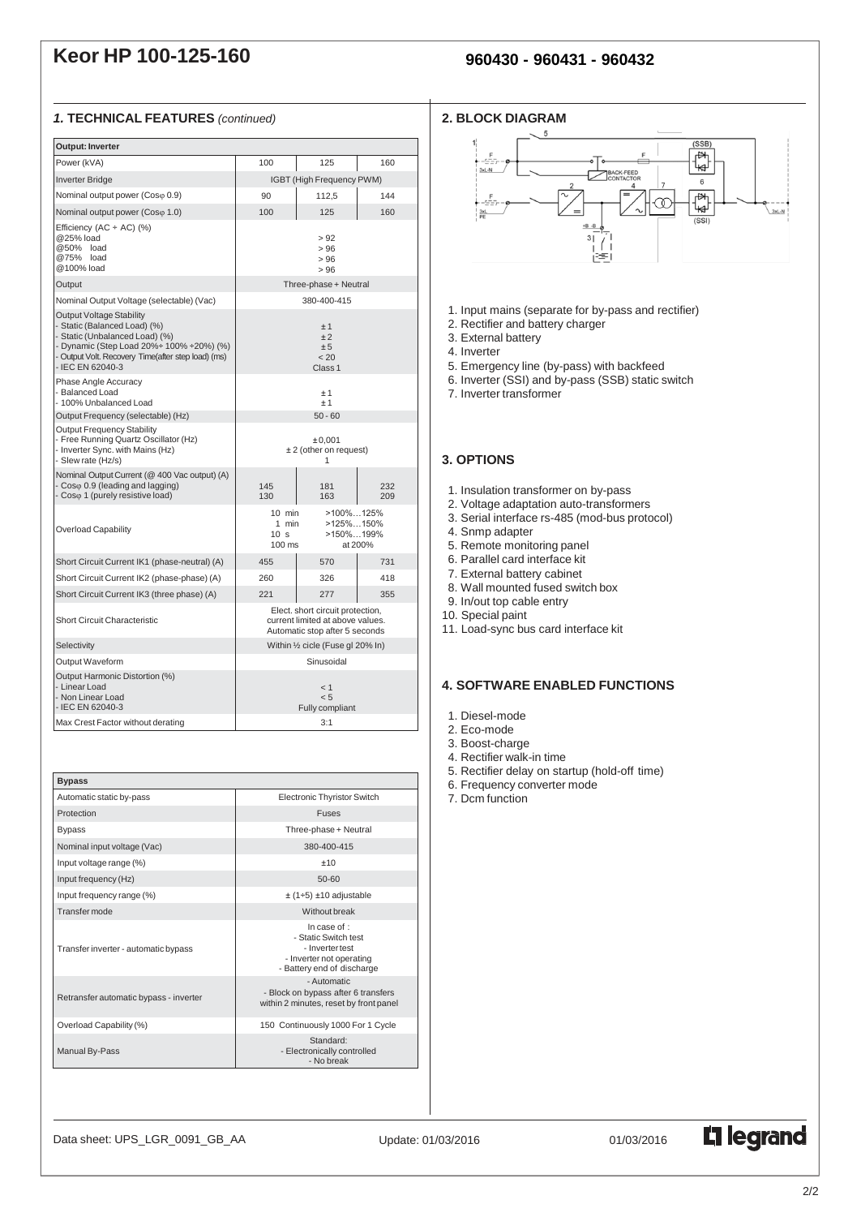# Keor HP 100-125-160

## 960430 - 960431 - 960432

### *1.* TECHNICAL FEATURES *(continued)*

| Output: Inverter | | | |
|---|---|---|---|
| Power (kVA) | 100 | 125 | 160 |
| Inverter Bridge | IGBT (High Frequency PWM) | | |
| Nominal output power (Cosφ 0.9) | 90 | 112,5 | 144 |
| Nominal output power (Cosφ 1.0) | 100 | 125 | 160 |
| Efficiency (AC ÷ AC) (%)<br>@25% load<br>@50% load<br>@75% load<br>@100% load | <br>> 92<br>> 96<br>> 96<br>> 96 | | |
| Output | Three-phase + Neutral | | |
| Nominal Output Voltage (selectable) (Vac) | 380-400-415 | | |
| Output Voltage Stability<br>- Static (Balanced Load) (%)<br>- Static (Unbalanced Load) (%)<br>- Dynamic (Step Load 20%÷ 100% ÷20%) (%)<br>- Output Volt. Recovery Time(after step load) (ms)<br>- IEC EN 62040-3 | <br>± 1<br>± 2<br>± 5<br>< 20<br>Class 1 | | |
| Phase Angle Accuracy<br>- Balanced Load<br>- 100% Unbalanced Load | <br>± 1<br>± 1 | | |
| Output Frequency (selectable) (Hz) | 50 - 60 | | |
| Output Frequency Stability<br>- Free Running Quartz Oscillator (Hz)<br>- Inverter Sync. with Mains (Hz)<br>- Slew rate (Hz/s) | <br>± 0,001<br>± 2 (other on request)<br>1 | | |
| Nominal Output Current (@ 400 Vac output) (A)<br>- Cosφ 0.9 (leading and lagging)<br>- Cosφ 1 (purely resistive load) | <br>145<br>130 | <br>181<br>163 | <br>232<br>209 |
| Overload Capability | 10 min >100%…125%<br>1 min >125%…150%<br>10 s >150%…199%<br>100 ms at 200% | | |
| Short Circuit Current IK1 (phase-neutral) (A) | 455 | 570 | 731 |
| Short Circuit Current IK2 (phase-phase) (A) | 260 | 326 | 418 |
| Short Circuit Current IK3 (three phase) (A) | 221 | 277 | 355 |
| Short Circuit Characteristic | Elect. short circuit protection, current limited at above values. Automatic stop after 5 seconds | | |
| Selectivity | Within ½ cicle (Fuse gl 20% In) | | |
| Output Waveform | Sinusoidal | | |
| Output Harmonic Distortion (%)<br>- Linear Load<br>- Non Linear Load<br>- IEC EN 62040-3 | <br>< 1<br>< 5<br>Fully compliant | | |
| Max Crest Factor without derating | 3:1 | | |

| Bypass | |
|---|---|
| Automatic static by-pass | Electronic Thyristor Switch |
| Protection | Fuses |
| Bypass | Three-phase + Neutral |
| Nominal input voltage (Vac) | 380-400-415 |
| Input voltage range (%) | ±10 |
| Input frequency (Hz) | 50-60 |
| Input frequency range (%) | ± (1÷5) ±10 adjustable |
| Transfer mode | Without break |
| Transfer inverter - automatic bypass | In case of :<br>- Static Switch test<br>- Inverter test<br>- Inverter not operating<br>- Battery end of discharge |
| Retransfer automatic bypass - inverter | - Automatic<br>- Block on bypass after 6 transfers within 2 minutes, reset by front panel |
| Overload Capability (%) | 150 Continuously 1000 For 1 Cycle |
| Manual By-Pass | Standard:<br>- Electronically controlled<br>- No break |

### 2. BLOCK DIAGRAM

1. Input mains (separate for by-pass and rectifier)
2. Rectifier and battery charger
3. External battery
4. Inverter
5. Emergency line (by-pass) with backfeed
6. Inverter (SSI) and by-pass (SSB) static switch
7. Inverter transformer

### 3. OPTIONS

1. Insulation transformer on by-pass
2. Voltage adaptation auto-transformers
3. Serial interface rs-485 (mod-bus protocol)
4. Snmp adapter
5. Remote monitoring panel
6. Parallel card interface kit
7. External battery cabinet
8. Wall mounted fused switch box
9. In/out top cable entry
10. Special paint
11. Load-sync bus card interface kit

### 4. SOFTWARE ENABLED FUNCTIONS

1. Diesel-mode
2. Eco-mode
3. Boost-charge
4. Rectifier walk-in time
5. Rectifier delay on startup (hold-off time)
6. Frequency converter mode
7. Dcm function

Data sheet: UPS_LGR_0091_GB_AA Update: 01/03/2016 01/03/2016